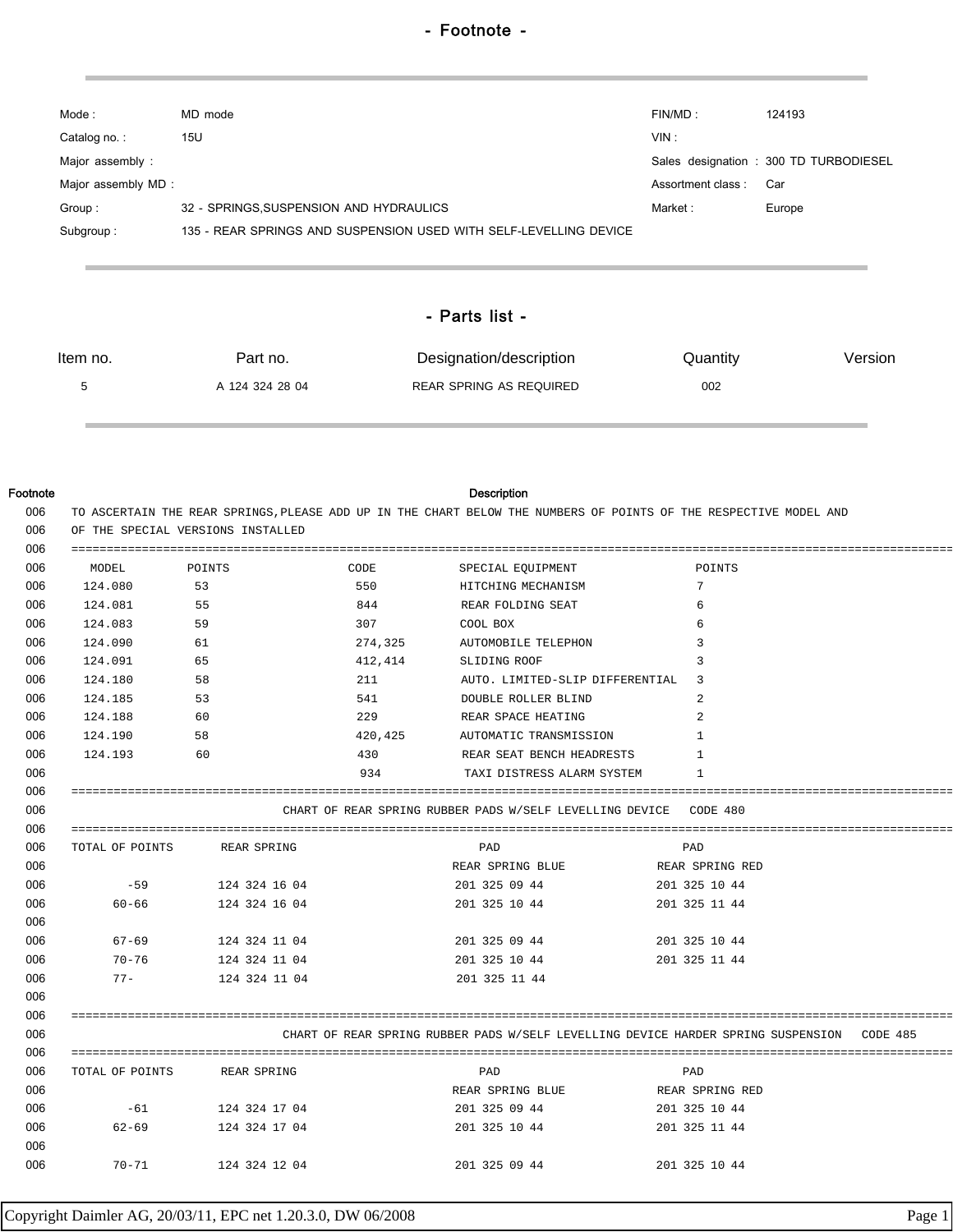# - Footnote -

| | | | |
|---|---|---|---|
| Mode : | MD mode | FIN/MD : | 124193 |
| Catalog no. : | 15U | VIN : | |
| Major assembly : | | Sales designation : | 300 TD TURBODIESEL |
| Major assembly MD : | | Assortment class : | Car |
| Group : | 32 - SPRINGS,SUSPENSION AND HYDRAULICS | Market : | Europe |
| Subgroup : | 135 - REAR SPRINGS AND SUSPENSION USED WITH SELF-LEVELLING DEVICE | | |

# - Parts list -

| Item no. | Part no. | Designation/description | Quantity | Version |
|---|---|---|---|---|
| 5 | A 124 324 28 04 | REAR SPRING AS REQUIRED | 002 | |

| Footnote | Description |
|---|---|
| 006 | TO ASCERTAIN THE REAR SPRINGS,PLEASE ADD UP IN THE CHART BELOW THE NUMBERS OF POINTS OF THE RESPECTIVE MODEL AND |
| 006 | OF THE SPECIAL VERSIONS INSTALLED |

| MODEL | POINTS | CODE | SPECIAL EQUIPMENT | POINTS |
|---|---|---|---|---|
| 124.080 | 53 | 550 | HITCHING MECHANISM | 7 |
| 124.081 | 55 | 844 | REAR FOLDING SEAT | 6 |
| 124.083 | 59 | 307 | COOL BOX | 6 |
| 124.090 | 61 | 274,325 | AUTOMOBILE TELEPHON | 3 |
| 124.091 | 65 | 412,414 | SLIDING ROOF | 3 |
| 124.180 | 58 | 211 | AUTO. LIMITED-SLIP DIFFERENTIAL | 3 |
| 124.185 | 53 | 541 | DOUBLE ROLLER BLIND | 2 |
| 124.188 | 60 | 229 | REAR SPACE HEATING | 2 |
| 124.190 | 58 | 420,425 | AUTOMATIC TRANSMISSION | 1 |
| 124.193 | 60 | 430 | REAR SEAT BENCH HEADRESTS | 1 |
| | | 934 | TAXI DISTRESS ALARM SYSTEM | 1 |

CHART OF REAR SPRING RUBBER PADS W/SELF LEVELLING DEVICE CODE 480

| TOTAL OF POINTS | REAR SPRING | PAD REAR SPRING BLUE | PAD REAR SPRING RED |
|---|---|---|---|
| -59 | 124 324 16 04 | 201 325 09 44 | 201 325 10 44 |
| 60-66 | 124 324 16 04 | 201 325 10 44 | 201 325 11 44 |
| 67-69 | 124 324 11 04 | 201 325 09 44 | 201 325 10 44 |
| 70-76 | 124 324 11 04 | 201 325 10 44 | 201 325 11 44 |
| 77- | 124 324 11 04 | 201 325 11 44 | |

CHART OF REAR SPRING RUBBER PADS W/SELF LEVELLING DEVICE HARDER SPRING SUSPENSION CODE 485

| TOTAL OF POINTS | REAR SPRING | PAD REAR SPRING BLUE | PAD REAR SPRING RED |
|---|---|---|---|
| -61 | 124 324 17 04 | 201 325 09 44 | 201 325 10 44 |
| 62-69 | 124 324 17 04 | 201 325 10 44 | 201 325 11 44 |
| 70-71 | 124 324 12 04 | 201 325 09 44 | 201 325 10 44 |

Copyright Daimler AG, 20/03/11, EPC net 1.20.3.0, DW 06/2008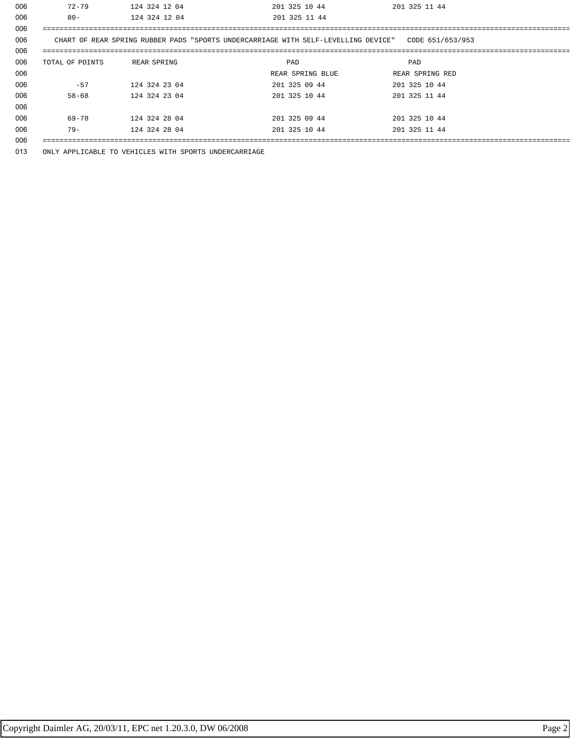| | | | | |
|---|---|---|---|---|
| 006 | 72-79 | 124 324 12 04 | 201 325 10 44 | 201 325 11 44 |
| 006 | 80- | 124 324 12 04 | 201 325 11 44 | |

006 CHART OF REAR SPRING RUBBER PADS "SPORTS UNDERCARRIAGE WITH SELF-LEVELLING DEVICE" CODE 651/653/953

| | TOTAL OF POINTS | REAR SPRING | PAD | PAD |
|---|---|---|---|---|
| 006 | | | REAR SPRING BLUE | REAR SPRING RED |
| 006 | -57 | 124 324 23 04 | 201 325 09 44 | 201 325 10 44 |
| 006 | 58-68 | 124 324 23 04 | 201 325 10 44 | 201 325 11 44 |
| 006 | | | | |
| 006 | 69-78 | 124 324 28 04 | 201 325 09 44 | 201 325 10 44 |
| 006 | 79- | 124 324 28 04 | 201 325 10 44 | 201 325 11 44 |

013 ONLY APPLICABLE TO VEHICLES WITH SPORTS UNDERCARRIAGE

Copyright Daimler AG, 20/03/11, EPC net 1.20.3.0, DW 06/2008